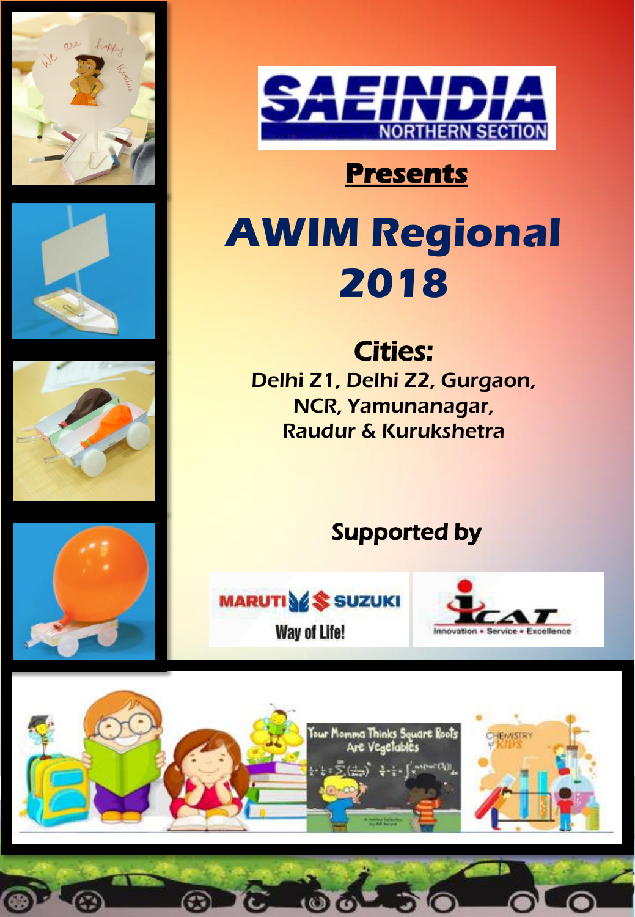SAEINDIA NORTHERN SECTION

**Presents**

# AWIM Regional 2018

## Cities:

Delhi Z1, Delhi Z2, Gurgaon, NCR, Yamunanagar, Raudur & Kurukshetra

**Supported by**

MARUTI SUZUKI Way of Life!

iCAT Innovation • Service • Excellence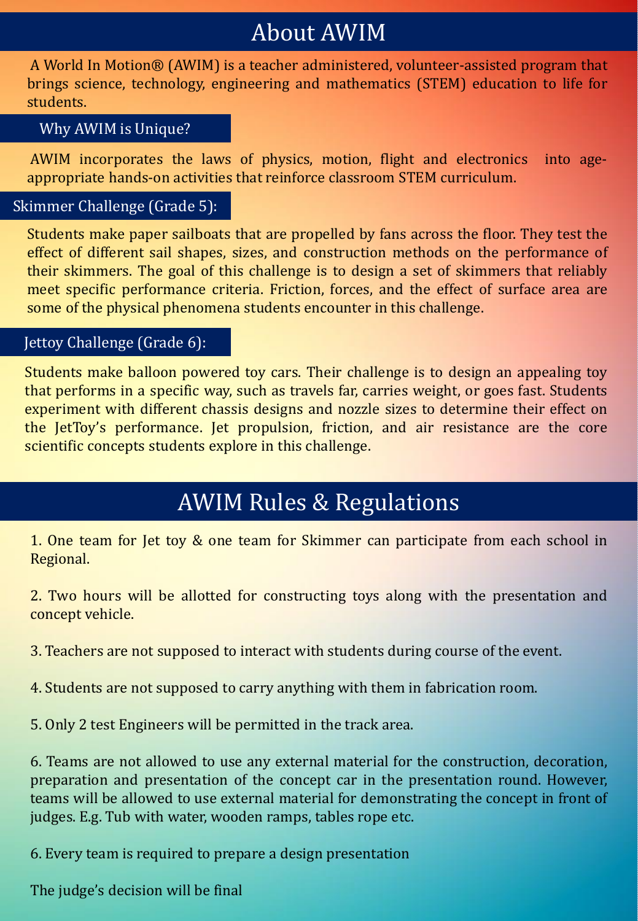# About AWIM

A World In Motion® (AWIM) is a teacher administered, volunteer-assisted program that brings science, technology, engineering and mathematics (STEM) education to life for students.

## Why AWIM is Unique?

AWIM incorporates the laws of physics, motion, flight and electronics into age-appropriate hands-on activities that reinforce classroom STEM curriculum.

## Skimmer Challenge (Grade 5):

Students make paper sailboats that are propelled by fans across the floor. They test the effect of different sail shapes, sizes, and construction methods on the performance of their skimmers. The goal of this challenge is to design a set of skimmers that reliably meet specific performance criteria. Friction, forces, and the effect of surface area are some of the physical phenomena students encounter in this challenge.

## Jettoy Challenge (Grade 6):

Students make balloon powered toy cars. Their challenge is to design an appealing toy that performs in a specific way, such as travels far, carries weight, or goes fast. Students experiment with different chassis designs and nozzle sizes to determine their effect on the JetToy's performance. Jet propulsion, friction, and air resistance are the core scientific concepts students explore in this challenge.

# AWIM Rules & Regulations

1. One team for Jet toy & one team for Skimmer can participate from each school in Regional.

2. Two hours will be allotted for constructing toys along with the presentation and concept vehicle.

3. Teachers are not supposed to interact with students during course of the event.

4. Students are not supposed to carry anything with them in fabrication room.

5. Only 2 test Engineers will be permitted in the track area.

6. Teams are not allowed to use any external material for the construction, decoration, preparation and presentation of the concept car in the presentation round. However, teams will be allowed to use external material for demonstrating the concept in front of judges. E.g. Tub with water, wooden ramps, tables rope etc.

6. Every team is required to prepare a design presentation

The judge's decision will be final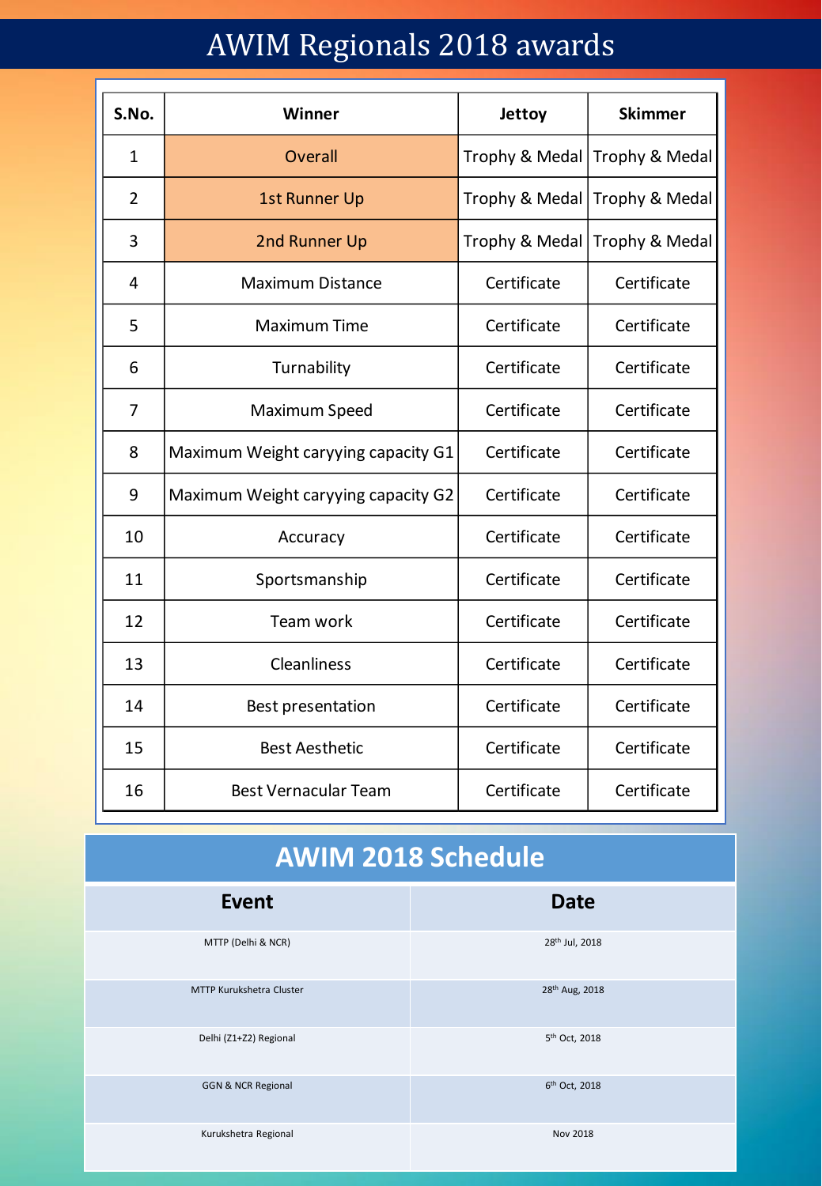# AWIM Regionals 2018 awards

| S.No. | Winner | Jettoy | Skimmer |
|---|---|---|---|
| 1 | Overall | Trophy & Medal | Trophy & Medal |
| 2 | 1st Runner Up | Trophy & Medal | Trophy & Medal |
| 3 | 2nd Runner Up | Trophy & Medal | Trophy & Medal |
| 4 | Maximum Distance | Certificate | Certificate |
| 5 | Maximum Time | Certificate | Certificate |
| 6 | Turnability | Certificate | Certificate |
| 7 | Maximum Speed | Certificate | Certificate |
| 8 | Maximum Weight caryying capacity G1 | Certificate | Certificate |
| 9 | Maximum Weight caryying capacity G2 | Certificate | Certificate |
| 10 | Accuracy | Certificate | Certificate |
| 11 | Sportsmanship | Certificate | Certificate |
| 12 | Team work | Certificate | Certificate |
| 13 | Cleanliness | Certificate | Certificate |
| 14 | Best presentation | Certificate | Certificate |
| 15 | Best Aesthetic | Certificate | Certificate |
| 16 | Best Vernacular Team | Certificate | Certificate |

## AWIM 2018 Schedule

| Event | Date |
|---|---|
| MTTP (Delhi & NCR) | 28th Jul, 2018 |
| MTTP Kurukshetra Cluster | 28th Aug, 2018 |
| Delhi (Z1+Z2) Regional | 5th Oct, 2018 |
| GGN & NCR Regional | 6th Oct, 2018 |
| Kurukshetra Regional | Nov 2018 |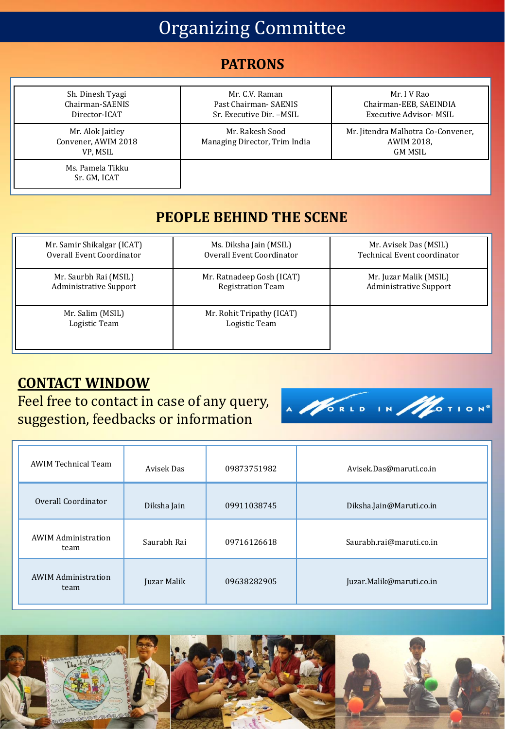# Organizing Committee

## PATRONS

| | | |
|---|---|---|
| Sh. Dinesh Tyagi<br>Chairman-SAENIS<br>Director-ICAT | Mr. C.V. Raman<br>Past Chairman- SAENIS<br>Sr. Executive Dir. –MSIL | Mr. I V Rao<br>Chairman-EEB, SAEINDIA<br>Executive Advisor- MSIL |
| Mr. Alok Jaitley<br>Convener, AWIM 2018<br>VP, MSIL | Mr. Rakesh Sood<br>Managing Director, Trim India | Mr. Jitendra Malhotra Co-Convener,<br>AWIM 2018,<br>GM MSIL |
| Ms. Pamela Tikku<br>Sr. GM, ICAT | | |

## PEOPLE BEHIND THE SCENE

| | | |
|---|---|---|
| Mr. Samir Shikalgar (ICAT)<br>Overall Event Coordinator | Ms. Diksha Jain (MSIL)<br>Overall Event Coordinator | Mr. Avisek Das (MSIL)<br>Technical Event coordinator |
| Mr. Saurbh Rai (MSIL)<br>Administrative Support | Mr. Ratnadeep Gosh (ICAT)<br>Registration Team | Mr. Juzar Malik (MSIL)<br>Administrative Support |
| Mr. Salim (MSIL)<br>Logistic Team | Mr. Rohit Tripathy (ICAT)<br>Logistic Team | |

## CONTACT WINDOW

Feel free to contact in case of any query, suggestion, feedbacks or information

A WORLD IN MOTION®

| | | | |
|---|---|---|---|
| AWIM Technical Team | Avisek Das | 09873751982 | Avisek.Das@maruti.co.in |
| Overall Coordinator | Diksha Jain | 09911038745 | Diksha.Jain@Maruti.co.in |
| AWIM Administration team | Saurabh Rai | 09716126618 | Saurabh.rai@maruti.co.in |
| AWIM Administration team | Juzar Malik | 09638282905 | Juzar.Malik@maruti.co.in |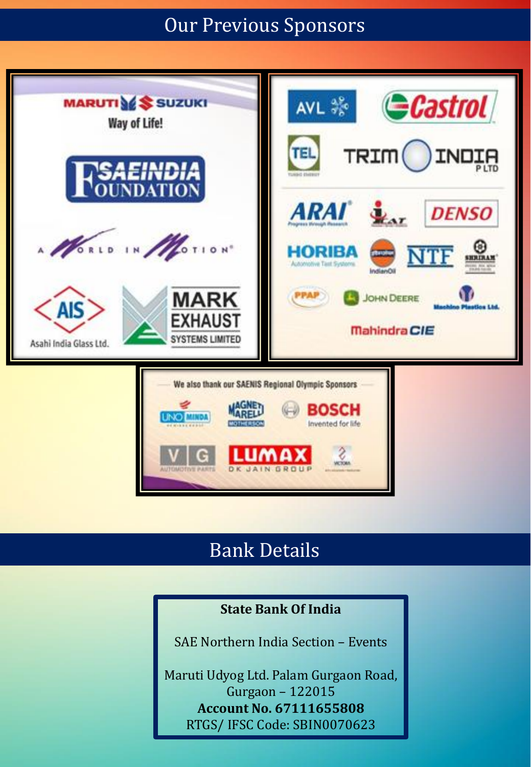## Our Previous Sponsors

MARUTI SUZUKI Way of Life!

SAEINDIA FOUNDATION

A WORLD IN MOTION®

AIS Asahi India Glass Ltd.

MARK EXHAUST SYSTEMS LIMITED

AVL

Castrol

TEL

TRIM INDIA P LTD

ARAI

DENSO

HORIBA Automotive Test Systems

IndianOil

NTF

SHRIRAM

PPAP

JOHN DEERE

Machino Plastics Ltd.

Mahindra CIE

We also thank our SAENIS Regional Olympic Sponsors

UNO MINDA

MAGNETI MARELLI MOTHERSON

BOSCH Invented for life

V G AUTOMOTIVE PARTS

LUMAX DK JAIN GROUP

VICTORA

## Bank Details

**State Bank Of India**

SAE Northern India Section – Events

Maruti Udyog Ltd. Palam Gurgaon Road, Gurgaon – 122015
**Account No. 67111655808**
RTGS/ IFSC Code: SBIN0070623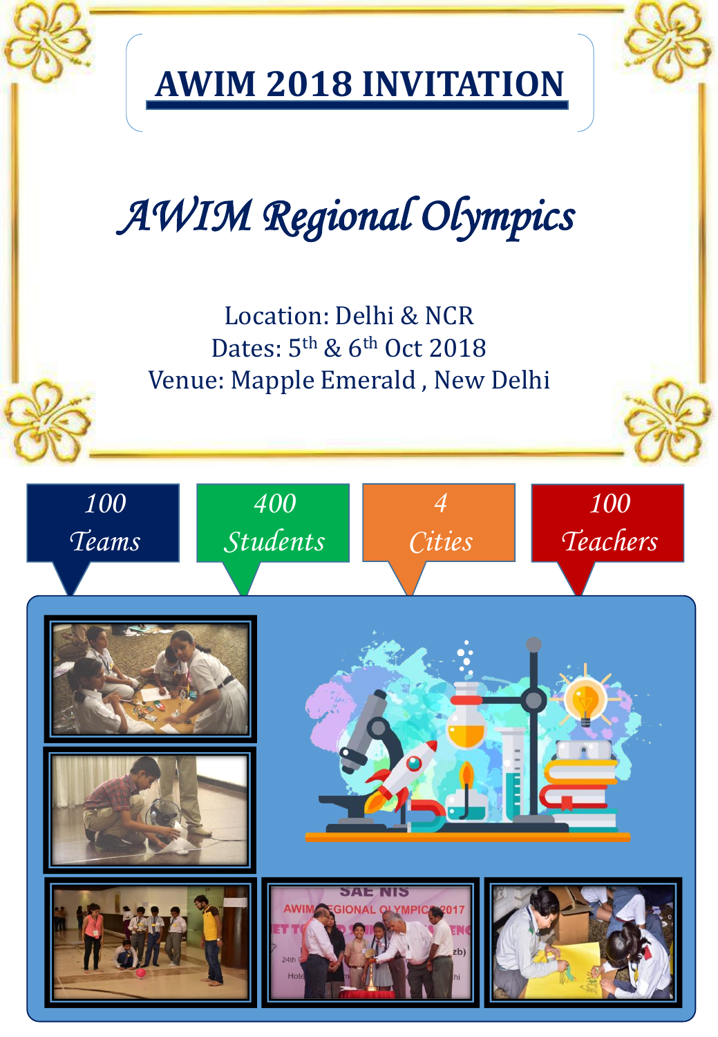# AWIM 2018 INVITATION

## *AWIM Regional Olympics*

Location: Delhi & NCR
Dates: 5th & 6th Oct 2018
Venue: Mapple Emerald , New Delhi

*100 Teams*

*400 Students*

*4 Cities*

*100 Teachers*